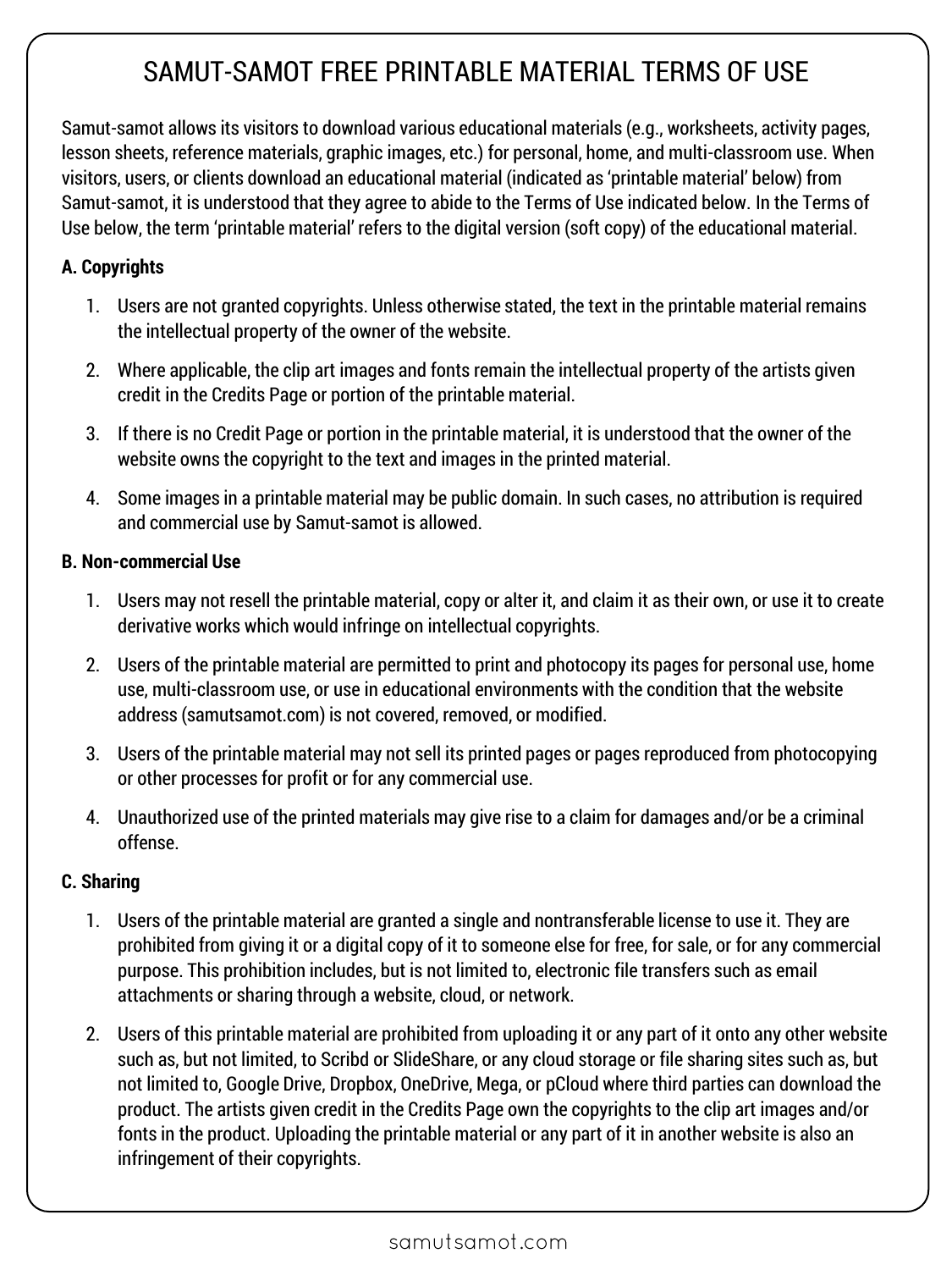# SAMUT-SAMOT FREE PRINTABLE MATERIAL TERMS OF USE

Samut-samot allows its visitors to download various educational materials (e.g., worksheets, activity pages, lesson sheets, reference materials, graphic images, etc.) for personal, home, and multi-classroom use. When visitors, users, or clients download an educational material (indicated as 'printable material' below) from Samut-samot, it is understood that they agree to abide to the Terms of Use indicated below. In the Terms of Use below, the term 'printable material' refers to the digital version (soft copy) of the educational material.

**A. Copyrights**

1. Users are not granted copyrights. Unless otherwise stated, the text in the printable material remains the intellectual property of the owner of the website.
2. Where applicable, the clip art images and fonts remain the intellectual property of the artists given credit in the Credits Page or portion of the printable material.
3. If there is no Credit Page or portion in the printable material, it is understood that the owner of the website owns the copyright to the text and images in the printed material.
4. Some images in a printable material may be public domain. In such cases, no attribution is required and commercial use by Samut-samot is allowed.

**B. Non-commercial Use**

1. Users may not resell the printable material, copy or alter it, and claim it as their own, or use it to create derivative works which would infringe on intellectual copyrights.
2. Users of the printable material are permitted to print and photocopy its pages for personal use, home use, multi-classroom use, or use in educational environments with the condition that the website address (samutsamot.com) is not covered, removed, or modified.
3. Users of the printable material may not sell its printed pages or pages reproduced from photocopying or other processes for profit or for any commercial use.
4. Unauthorized use of the printed materials may give rise to a claim for damages and/or be a criminal offense.

**C. Sharing**

1. Users of the printable material are granted a single and nontransferable license to use it. They are prohibited from giving it or a digital copy of it to someone else for free, for sale, or for any commercial purpose. This prohibition includes, but is not limited to, electronic file transfers such as email attachments or sharing through a website, cloud, or network.
2. Users of this printable material are prohibited from uploading it or any part of it onto any other website such as, but not limited, to Scribd or SlideShare, or any cloud storage or file sharing sites such as, but not limited to, Google Drive, Dropbox, OneDrive, Mega, or pCloud where third parties can download the product. The artists given credit in the Credits Page own the copyrights to the clip art images and/or fonts in the product. Uploading the printable material or any part of it in another website is also an infringement of their copyrights.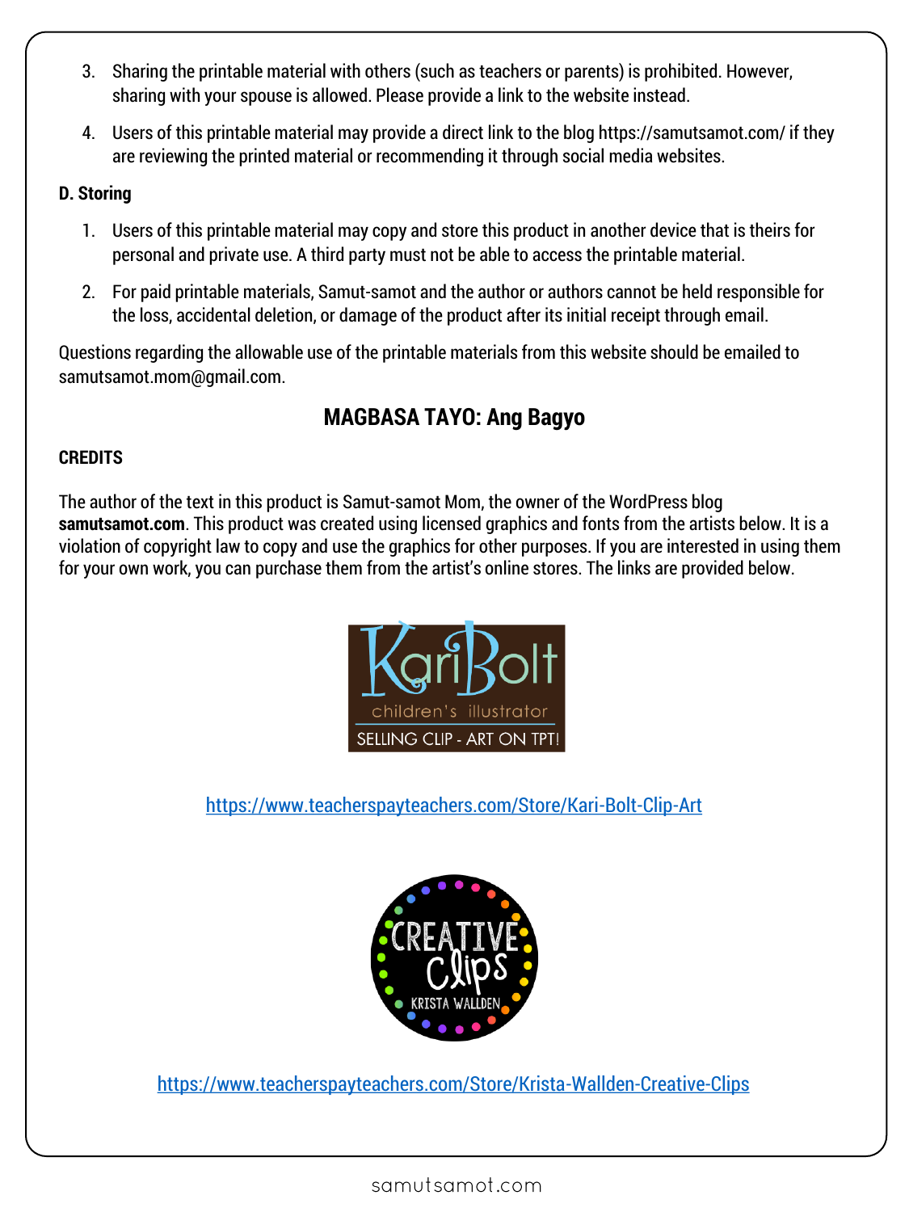3. Sharing the printable material with others (such as teachers or parents) is prohibited. However, sharing with your spouse is allowed. Please provide a link to the website instead.
4. Users of this printable material may provide a direct link to the blog https://samutsamot.com/ if they are reviewing the printed material or recommending it through social media websites.

**D. Storing**

1. Users of this printable material may copy and store this product in another device that is theirs for personal and private use. A third party must not be able to access the printable material.
2. For paid printable materials, Samut-samot and the author or authors cannot be held responsible for the loss, accidental deletion, or damage of the product after its initial receipt through email.

Questions regarding the allowable use of the printable materials from this website should be emailed to samutsamot.mom@gmail.com.

## MAGBASA TAYO: Ang Bagyo

**CREDITS**

The author of the text in this product is Samut-samot Mom, the owner of the WordPress blog **samutsamot.com**. This product was created using licensed graphics and fonts from the artists below. It is a violation of copyright law to copy and use the graphics for other purposes. If you are interested in using them for your own work, you can purchase them from the artist's online stores. The links are provided below.

KariBolt children's illustrator SELLING CLIP - ART ON TPT!

https://www.teacherspayteachers.com/Store/Kari-Bolt-Clip-Art

CREATIVE Clips KRISTA WALLDEN

https://www.teacherspayteachers.com/Store/Krista-Wallden-Creative-Clips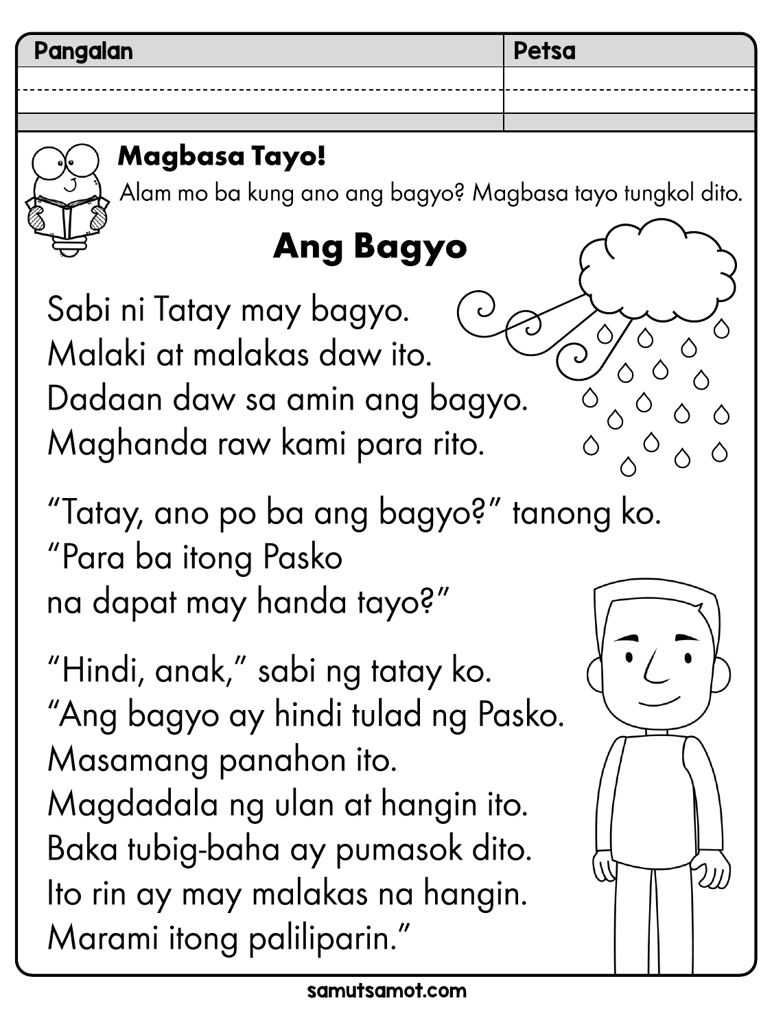| Pangalan | Petsa |
| --- | --- |
| | |

**Magbasa Tayo!**

Alam mo ba kung ano ang bagyo? Magbasa tayo tungkol dito.

# Ang Bagyo

Sabi ni Tatay may bagyo.
Malaki at malakas daw ito.
Dadaan daw sa amin ang bagyo.
Maghanda raw kami para rito.

"Tatay, ano po ba ang bagyo?" tanong ko.
"Para ba itong Pasko
na dapat may handa tayo?"

"Hindi, anak," sabi ng tatay ko.
"Ang bagyo ay hindi tulad ng Pasko.
Masamang panahon ito.
Magdadala ng ulan at hangin ito.
Baka tubig-baha ay pumasok dito.
Ito rin ay may malakas na hangin.
Marami itong paliliparin."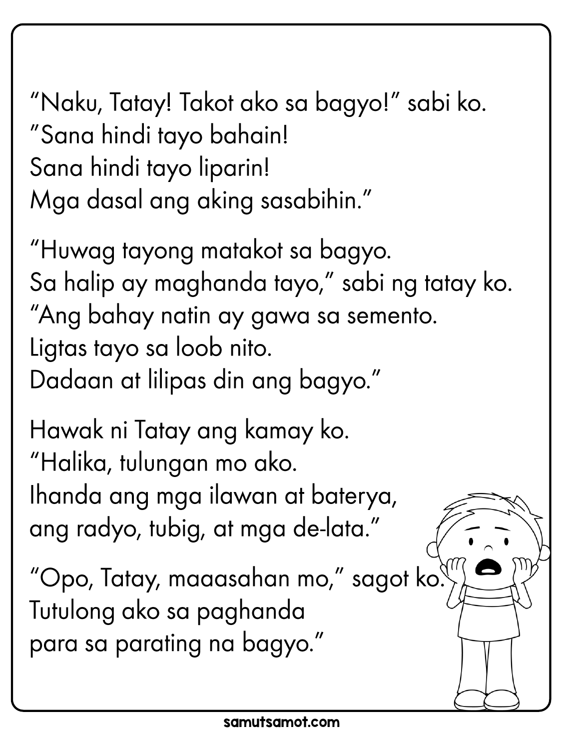"Naku, Tatay! Takot ako sa bagyo!" sabi ko.
"Sana hindi tayo bahain!
Sana hindi tayo liparin!
Mga dasal ang aking sasabihin."

"Huwag tayong matakot sa bagyo.
Sa halip ay maghanda tayo," sabi ng tatay ko.
"Ang bahay natin ay gawa sa semento.
Ligtas tayo sa loob nito.
Dadaan at lilipas din ang bagyo."

Hawak ni Tatay ang kamay ko.
"Halika, tulungan mo ako.
Ihanda ang mga ilawan at baterya,
ang radyo, tubig, at mga de-lata."

"Opo, Tatay, maaasahan mo," sagot ko.
Tutulong ako sa paghanda
para sa parating na bagyo."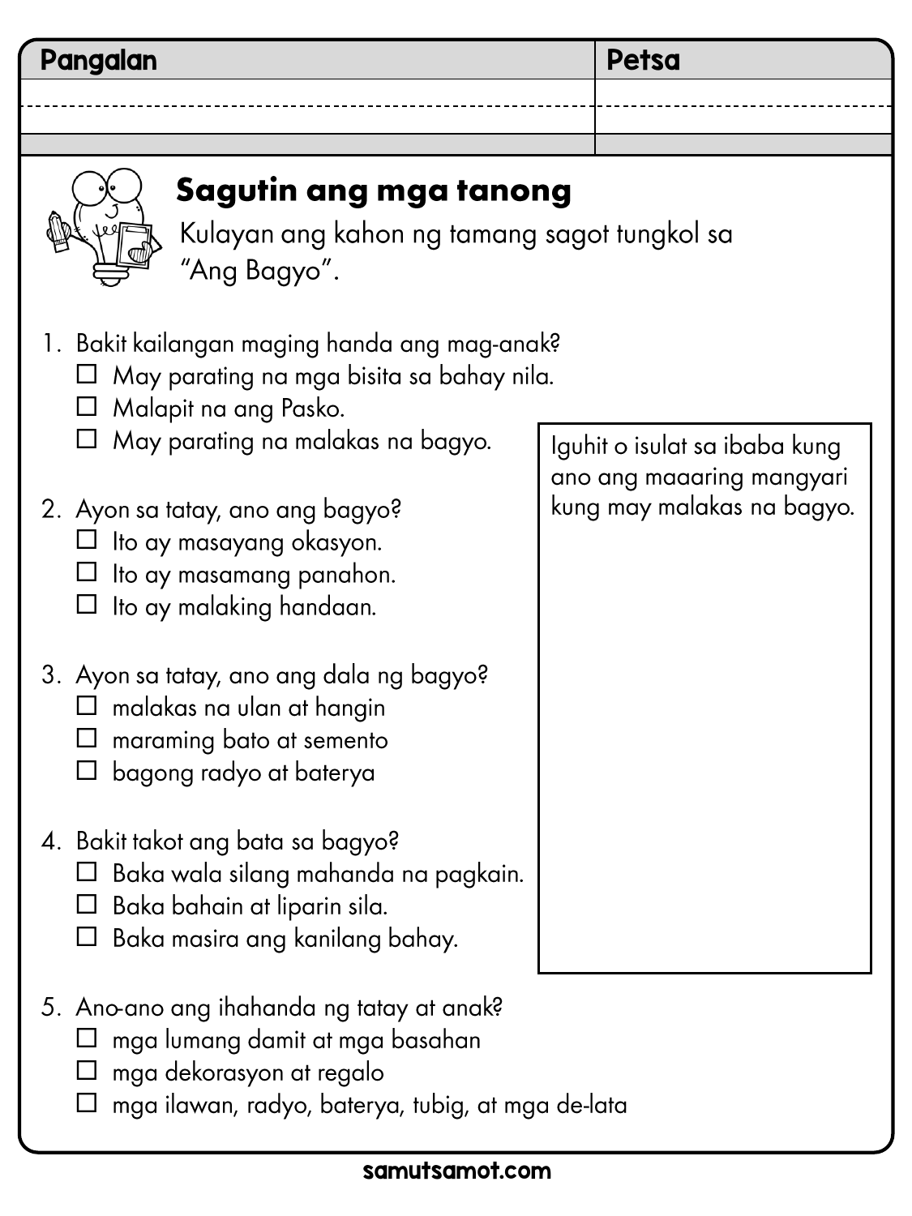| Pangalan | Petsa |
| --- | --- |
| | |

## Sagutin ang mga tanong

Kulayan ang kahon ng tamang sagot tungkol sa "Ang Bagyo".

1. Bakit kailangan maging handa ang mag-anak?
   - ☐ May parating na mga bisita sa bahay nila.
   - ☐ Malapit na ang Pasko.
   - ☐ May parating na malakas na bagyo.

2. Ayon sa tatay, ano ang bagyo?
   - ☐ Ito ay masayang okasyon.
   - ☐ Ito ay masamang panahon.
   - ☐ Ito ay malaking handaan.

3. Ayon sa tatay, ano ang dala ng bagyo?
   - ☐ malakas na ulan at hangin
   - ☐ maraming bato at semento
   - ☐ bagong radyo at baterya

4. Bakit takot ang bata sa bagyo?
   - ☐ Baka wala silang mahanda na pagkain.
   - ☐ Baka bahain at liparin sila.
   - ☐ Baka masira ang kanilang bahay.

5. Ano-ano ang ihahanda ng tatay at anak?
   - ☐ mga lumang damit at mga basahan
   - ☐ mga dekorasyon at regalo
   - ☐ mga ilawan, radyo, baterya, tubig, at mga de-lata

Iguhit o isulat sa ibaba kung ano ang maaaring mangyari kung may malakas na bagyo.

samutsamot.com